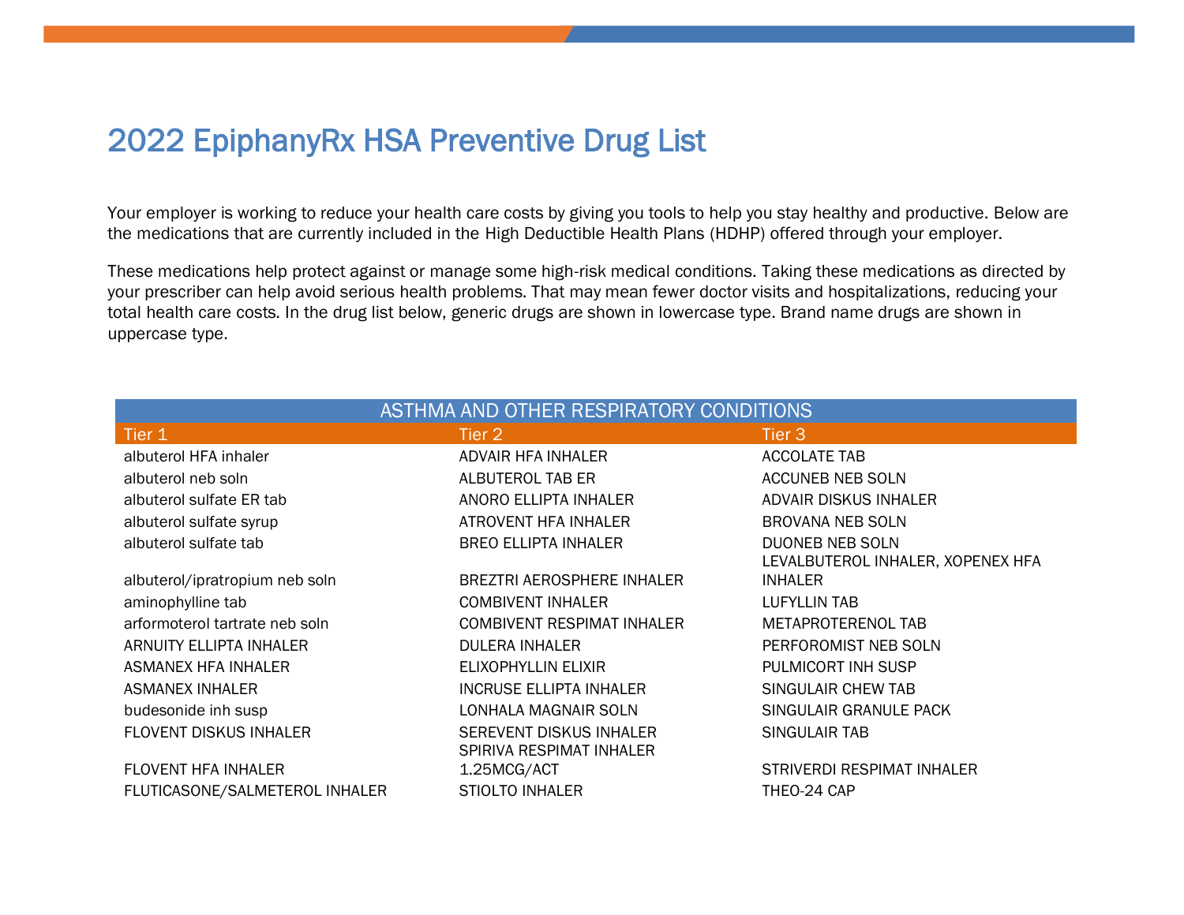# 2022 EpiphanyRx HSA Preventive Drug List

Your employer is working to reduce your health care costs by giving you tools to help you stay healthy and productive. Below are the medications that are currently included in the High Deductible Health Plans (HDHP) offered through your employer.

These medications help protect against or manage some high-risk medical conditions. Taking these medications as directed by your prescriber can help avoid serious health problems. That may mean fewer doctor visits and hospitalizations, reducing your total health care costs. In the drug list below, generic drugs are shown in lowercase type. Brand name drugs are shown in uppercase type.

| ASTHMA AND OTHER RESPIRATORY CONDITIONS | | |
|---|---|---|
| Tier 1 | Tier 2 | Tier 3 |
| albuterol HFA inhaler | ADVAIR HFA INHALER | ACCOLATE TAB |
| albuterol neb soln | ALBUTEROL TAB ER | ACCUNEB NEB SOLN |
| albuterol sulfate ER tab | ANORO ELLIPTA INHALER | ADVAIR DISKUS INHALER |
| albuterol sulfate syrup | ATROVENT HFA INHALER | BROVANA NEB SOLN |
| albuterol sulfate tab | BREO ELLIPTA INHALER | DUONEB NEB SOLN |
| albuterol/ipratropium neb soln | BREZTRI AEROSPHERE INHALER | LEVALBUTEROL INHALER, XOPENEX HFA INHALER |
| aminophylline tab | COMBIVENT INHALER | LUFYLLIN TAB |
| arformoterol tartrate neb soln | COMBIVENT RESPIMAT INHALER | METAPROTERENOL TAB |
| ARNUITY ELLIPTA INHALER | DULERA INHALER | PERFOROMIST NEB SOLN |
| ASMANEX HFA INHALER | ELIXOPHYLLIN ELIXIR | PULMICORT INH SUSP |
| ASMANEX INHALER | INCRUSE ELLIPTA INHALER | SINGULAIR CHEW TAB |
| budesonide inh susp | LONHALA MAGNAIR SOLN | SINGULAIR GRANULE PACK |
| FLOVENT DISKUS INHALER | SEREVENT DISKUS INHALER | SINGULAIR TAB |
| FLOVENT HFA INHALER | SPIRIVA RESPIMAT INHALER 1.25MCG/ACT | STRIVERDI RESPIMAT INHALER |
| FLUTICASONE/SALMETEROL INHALER | STIOLTO INHALER | THEO-24 CAP |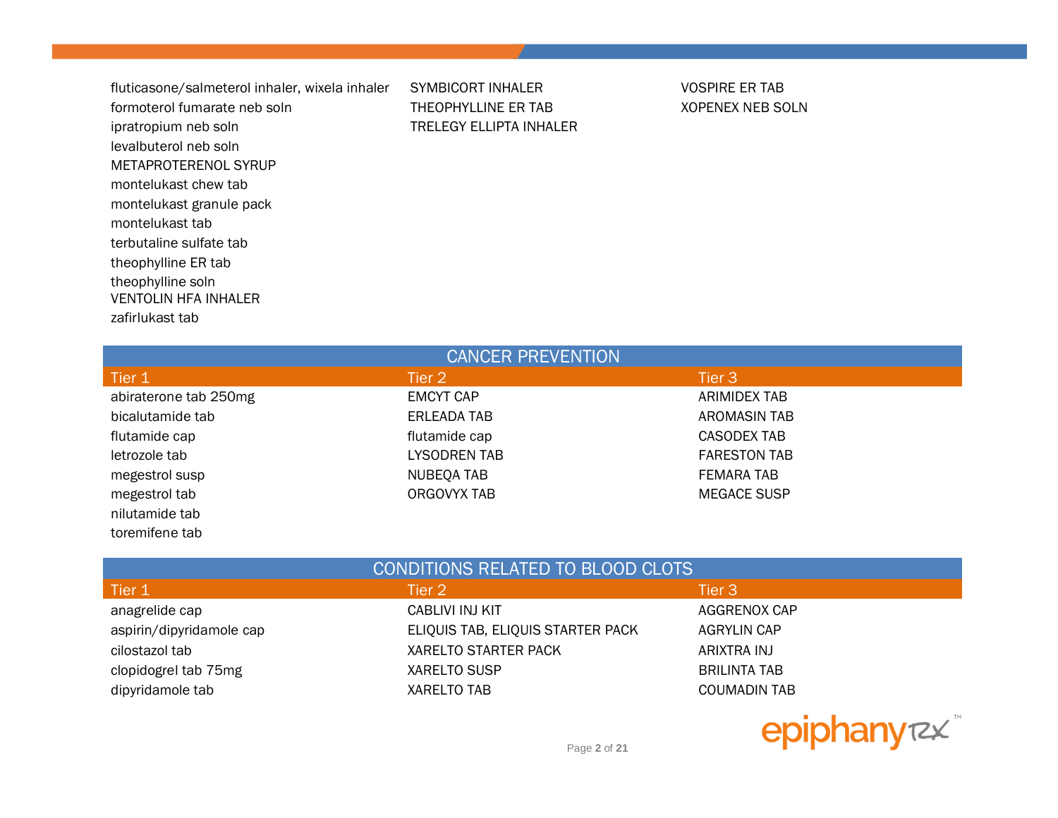| Tier 1 | Tier 2 | Tier 3 |
|---|---|---|
| fluticasone/salmeterol inhaler, wixela inhaler | SYMBICORT INHALER | VOSPIRE ER TAB |
| formoterol fumarate neb soln | THEOPHYLLINE ER TAB | XOPENEX NEB SOLN |
| ipratropium neb soln | TRELEGY ELLIPTA INHALER | |
| levalbuterol neb soln | | |
| METAPROTERENOL SYRUP | | |
| montelukast chew tab | | |
| montelukast granule pack | | |
| montelukast tab | | |
| terbutaline sulfate tab | | |
| theophylline ER tab | | |
| theophylline soln | | |
| VENTOLIN HFA INHALER | | |
| zafirlukast tab | | |

## CANCER PREVENTION

| Tier 1 | Tier 2 | Tier 3 |
|---|---|---|
| abiraterone tab 250mg | EMCYT CAP | ARIMIDEX TAB |
| bicalutamide tab | ERLEADA TAB | AROMASIN TAB |
| flutamide cap | flutamide cap | CASODEX TAB |
| letrozole tab | LYSODREN TAB | FARESTON TAB |
| megestrol susp | NUBEQA TAB | FEMARA TAB |
| megestrol tab | ORGOVYX TAB | MEGACE SUSP |
| nilutamide tab | | |
| toremifene tab | | |

## CONDITIONS RELATED TO BLOOD CLOTS

| Tier 1 | Tier 2 | Tier 3 |
|---|---|---|
| anagrelide cap | CABLIVI INJ KIT | AGGRENOX CAP |
| aspirin/dipyridamole cap | ELIQUIS TAB, ELIQUIS STARTER PACK | AGRYLIN CAP |
| cilostazol tab | XARELTO STARTER PACK | ARIXTRA INJ |
| clopidogrel tab 75mg | XARELTO SUSP | BRILINTA TAB |
| dipyridamole tab | XARELTO TAB | COUMADIN TAB |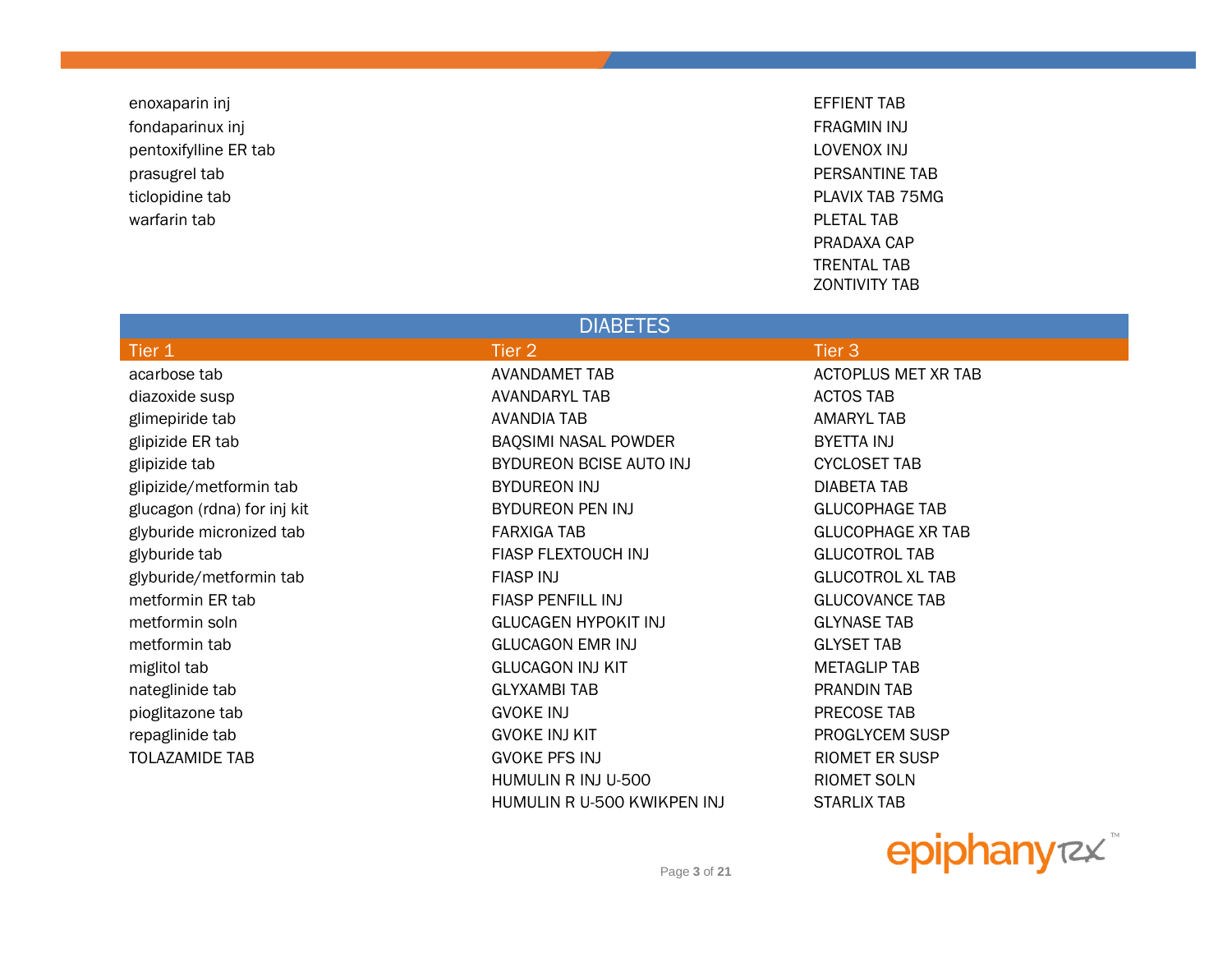| Tier 1 | Tier 2 | Tier 3 |
|---|---|---|
| enoxaparin inj | | EFFIENT TAB |
| fondaparinux inj | | FRAGMIN INJ |
| pentoxifylline ER tab | | LOVENOX INJ |
| prasugrel tab | | PERSANTINE TAB |
| ticlopidine tab | | PLAVIX TAB 75MG |
| warfarin tab | | PLETAL TAB |
| | | PRADAXA CAP |
| | | TRENTAL TAB |
| | | ZONTIVITY TAB |

## DIABETES

| Tier 1 | Tier 2 | Tier 3 |
|---|---|---|
| acarbose tab | AVANDAMET TAB | ACTOPLUS MET XR TAB |
| diazoxide susp | AVANDARYL TAB | ACTOS TAB |
| glimepiride tab | AVANDIA TAB | AMARYL TAB |
| glipizide ER tab | BAQSIMI NASAL POWDER | BYETTA INJ |
| glipizide tab | BYDUREON BCISE AUTO INJ | CYCLOSET TAB |
| glipizide/metformin tab | BYDUREON INJ | DIABETA TAB |
| glucagon (rdna) for inj kit | BYDUREON PEN INJ | GLUCOPHAGE TAB |
| glyburide micronized tab | FARXIGA TAB | GLUCOPHAGE XR TAB |
| glyburide tab | FIASP FLEXTOUCH INJ | GLUCOTROL TAB |
| glyburide/metformin tab | FIASP INJ | GLUCOTROL XL TAB |
| metformin ER tab | FIASP PENFILL INJ | GLUCOVANCE TAB |
| metformin soln | GLUCAGEN HYPOKIT INJ | GLYNASE TAB |
| metformin tab | GLUCAGON EMR INJ | GLYSET TAB |
| miglitol tab | GLUCAGON INJ KIT | METAGLIP TAB |
| nateglinide tab | GLYXAMBI TAB | PRANDIN TAB |
| pioglitazone tab | GVOKE INJ | PRECOSE TAB |
| repaglinide tab | GVOKE INJ KIT | PROGLYCEM SUSP |
| TOLAZAMIDE TAB | GVOKE PFS INJ | RIOMET ER SUSP |
| | HUMULIN R INJ U-500 | RIOMET SOLN |
| | HUMULIN R U-500 KWIKPEN INJ | STARLIX TAB |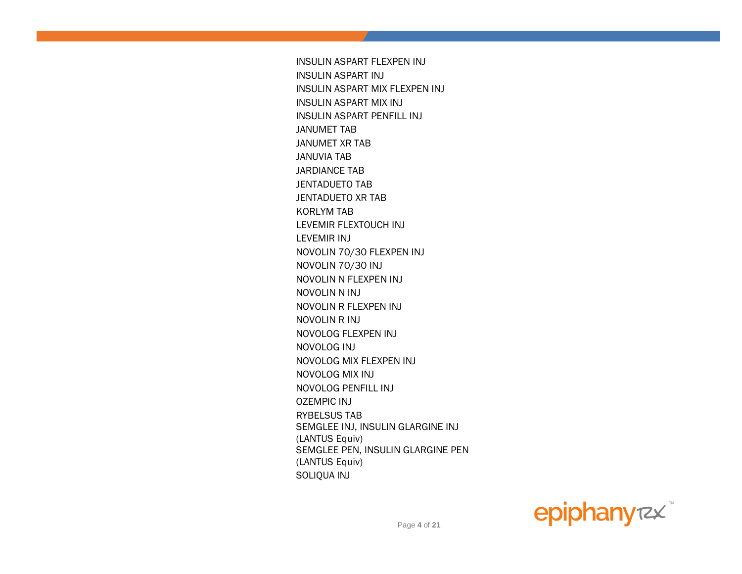INSULIN ASPART FLEXPEN INJ
INSULIN ASPART INJ
INSULIN ASPART MIX FLEXPEN INJ
INSULIN ASPART MIX INJ
INSULIN ASPART PENFILL INJ
JANUMET TAB
JANUMET XR TAB
JANUVIA TAB
JARDIANCE TAB
JENTADUETO TAB
JENTADUETO XR TAB
KORLYM TAB
LEVEMIR FLEXTOUCH INJ
LEVEMIR INJ
NOVOLIN 70/30 FLEXPEN INJ
NOVOLIN 70/30 INJ
NOVOLIN N FLEXPEN INJ
NOVOLIN N INJ
NOVOLIN R FLEXPEN INJ
NOVOLIN R INJ
NOVOLOG FLEXPEN INJ
NOVOLOG INJ
NOVOLOG MIX FLEXPEN INJ
NOVOLOG MIX INJ
NOVOLOG PENFILL INJ
OZEMPIC INJ
RYBELSUS TAB
SEMGLEE INJ, INSULIN GLARGINE INJ (LANTUS Equiv)
SEMGLEE PEN, INSULIN GLARGINE PEN (LANTUS Equiv)
SOLIQUA INJ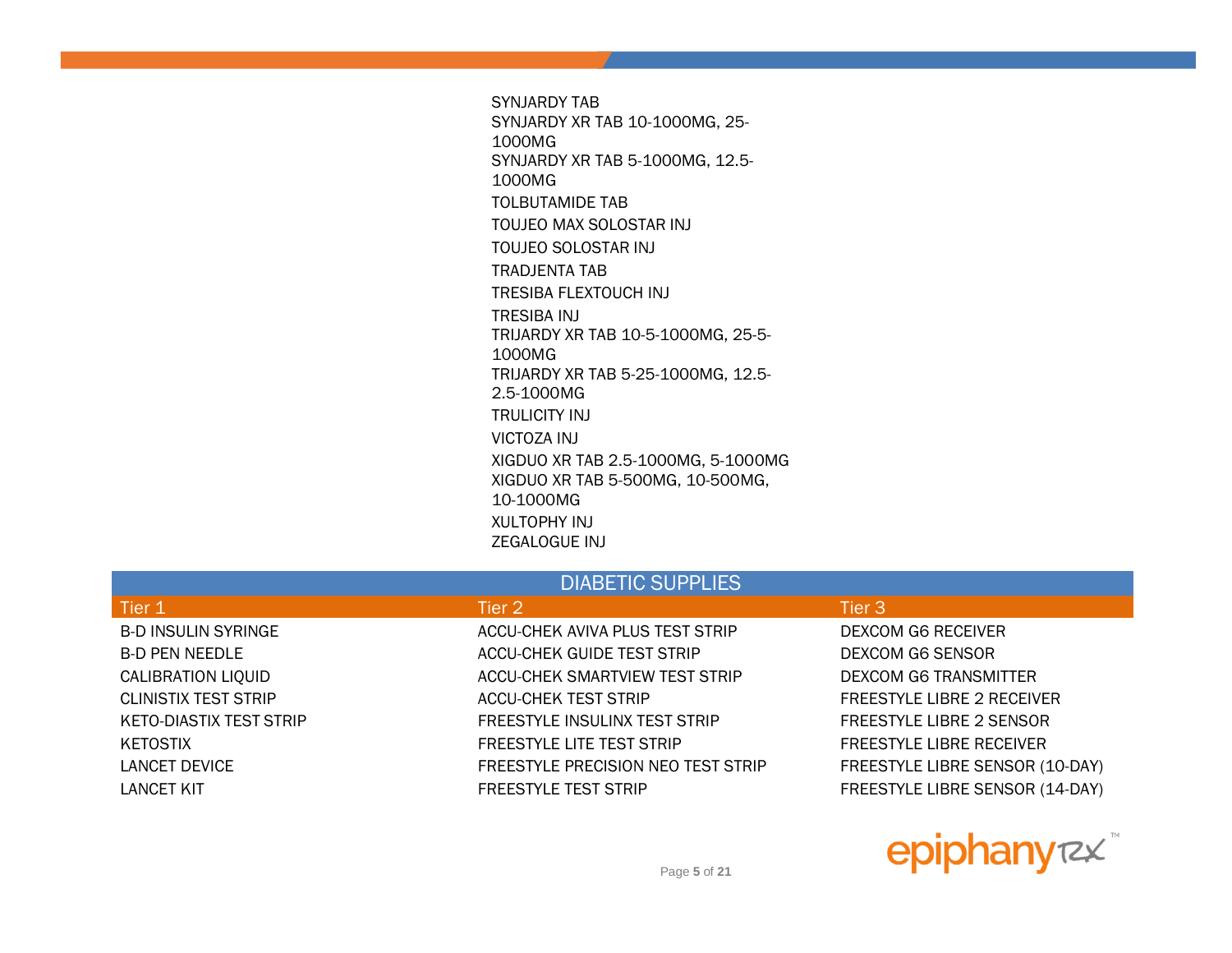SYNJARDY TAB
SYNJARDY XR TAB 10-1000MG, 25-1000MG
SYNJARDY XR TAB 5-1000MG, 12.5-1000MG
TOLBUTAMIDE TAB
TOUJEO MAX SOLOSTAR INJ
TOUJEO SOLOSTAR INJ
TRADJENTA TAB
TRESIBA FLEXTOUCH INJ
TRESIBA INJ
TRIJARDY XR TAB 10-5-1000MG, 25-5-1000MG
TRIJARDY XR TAB 5-25-1000MG, 12.5-2.5-1000MG
TRULICITY INJ
VICTOZA INJ
XIGDUO XR TAB 2.5-1000MG, 5-1000MG
XIGDUO XR TAB 5-500MG, 10-500MG, 10-1000MG
XULTOPHY INJ
ZEGALOGUE INJ

## DIABETIC SUPPLIES

| Tier 1 | Tier 2 | Tier 3 |
|---|---|---|
| B-D INSULIN SYRINGE | ACCU-CHEK AVIVA PLUS TEST STRIP | DEXCOM G6 RECEIVER |
| B-D PEN NEEDLE | ACCU-CHEK GUIDE TEST STRIP | DEXCOM G6 SENSOR |
| CALIBRATION LIQUID | ACCU-CHEK SMARTVIEW TEST STRIP | DEXCOM G6 TRANSMITTER |
| CLINISTIX TEST STRIP | ACCU-CHEK TEST STRIP | FREESTYLE LIBRE 2 RECEIVER |
| KETO-DIASTIX TEST STRIP | FREESTYLE INSULINX TEST STRIP | FREESTYLE LIBRE 2 SENSOR |
| KETOSTIX | FREESTYLE LITE TEST STRIP | FREESTYLE LIBRE RECEIVER |
| LANCET DEVICE | FREESTYLE PRECISION NEO TEST STRIP | FREESTYLE LIBRE SENSOR (10-DAY) |
| LANCET KIT | FREESTYLE TEST STRIP | FREESTYLE LIBRE SENSOR (14-DAY) |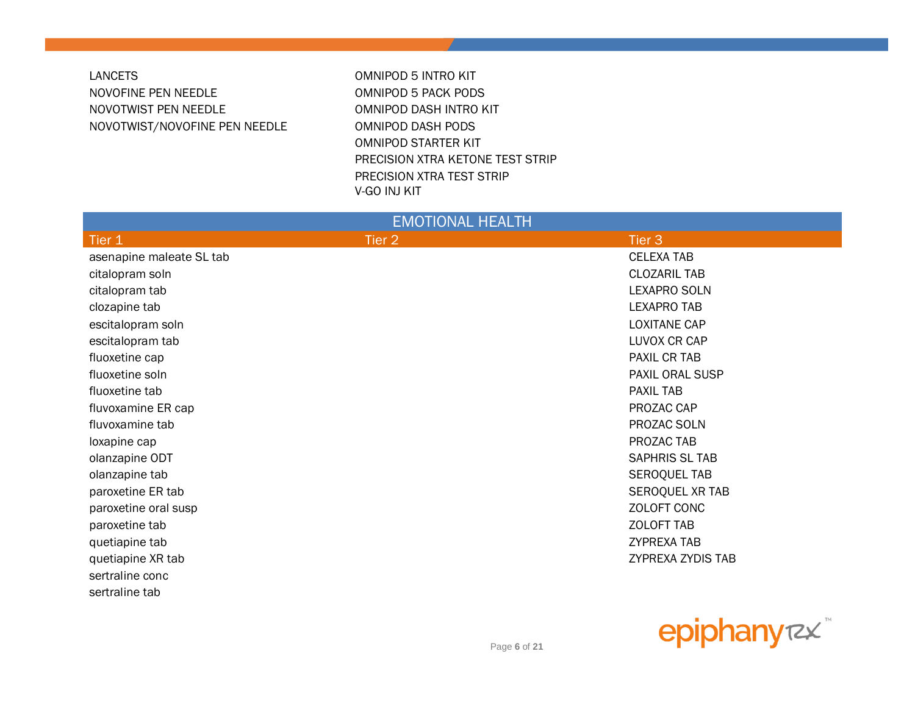| | |
|---|---|
| LANCETS | OMNIPOD 5 INTRO KIT |
| NOVOFINE PEN NEEDLE | OMNIPOD 5 PACK PODS |
| NOVOTWIST PEN NEEDLE | OMNIPOD DASH INTRO KIT |
| NOVOTWIST/NOVOFINE PEN NEEDLE | OMNIPOD DASH PODS |
| | OMNIPOD STARTER KIT |
| | PRECISION XTRA KETONE TEST STRIP |
| | PRECISION XTRA TEST STRIP |
| | V-GO INJ KIT |

## EMOTIONAL HEALTH

| Tier 1 | Tier 2 | Tier 3 |
|---|---|---|
| asenapine maleate SL tab | | CELEXA TAB |
| citalopram soln | | CLOZARIL TAB |
| citalopram tab | | LEXAPRO SOLN |
| clozapine tab | | LEXAPRO TAB |
| escitalopram soln | | LOXITANE CAP |
| escitalopram tab | | LUVOX CR CAP |
| fluoxetine cap | | PAXIL CR TAB |
| fluoxetine soln | | PAXIL ORAL SUSP |
| fluoxetine tab | | PAXIL TAB |
| fluvoxamine ER cap | | PROZAC CAP |
| fluvoxamine tab | | PROZAC SOLN |
| loxapine cap | | PROZAC TAB |
| olanzapine ODT | | SAPHRIS SL TAB |
| olanzapine tab | | SEROQUEL TAB |
| paroxetine ER tab | | SEROQUEL XR TAB |
| paroxetine oral susp | | ZOLOFT CONC |
| paroxetine tab | | ZOLOFT TAB |
| quetiapine tab | | ZYPREXA TAB |
| quetiapine XR tab | | ZYPREXA ZYDIS TAB |
| sertraline conc | | |
| sertraline tab | | |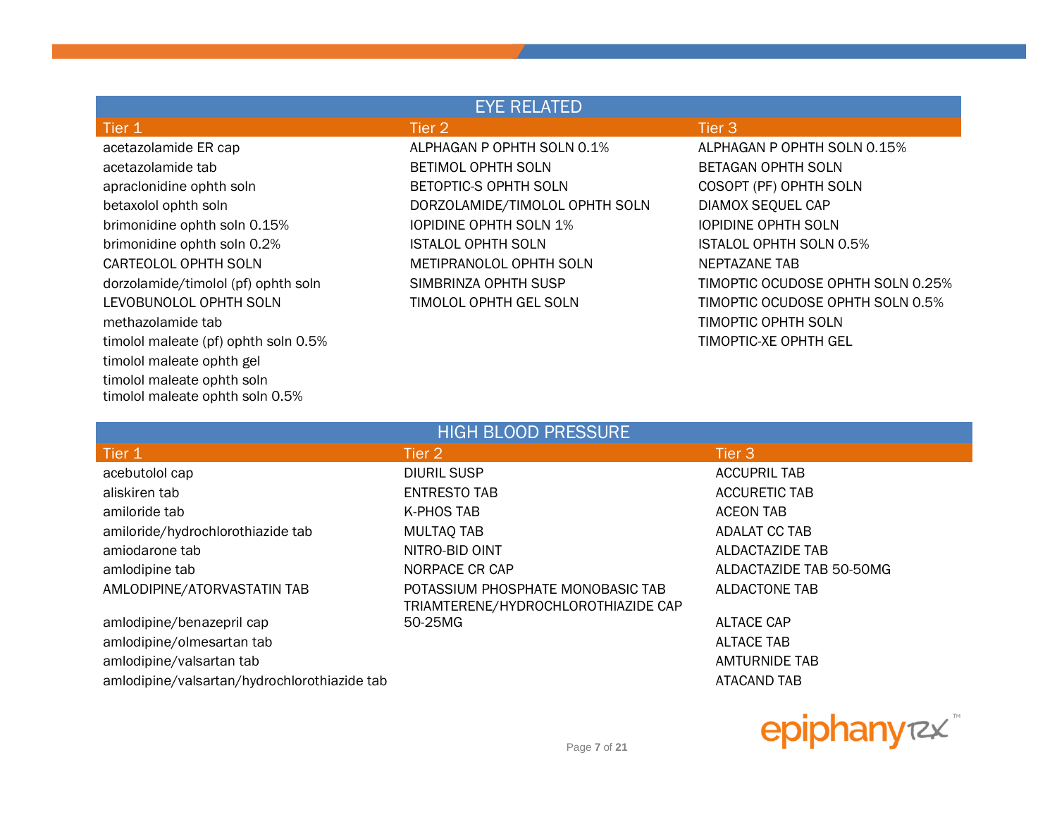## EYE RELATED

| Tier 1 | Tier 2 | Tier 3 |
|---|---|---|
| acetazolamide ER cap | ALPHAGAN P OPHTH SOLN 0.1% | ALPHAGAN P OPHTH SOLN 0.15% |
| acetazolamide tab | BETIMOL OPHTH SOLN | BETAGAN OPHTH SOLN |
| apraclonidine ophth soln | BETOPTIC-S OPHTH SOLN | COSOPT (PF) OPHTH SOLN |
| betaxolol ophth soln | DORZOLAMIDE/TIMOLOL OPHTH SOLN | DIAMOX SEQUEL CAP |
| brimonidine ophth soln 0.15% | IOPIDINE OPHTH SOLN 1% | IOPIDINE OPHTH SOLN |
| brimonidine ophth soln 0.2% | ISTALOL OPHTH SOLN | ISTALOL OPHTH SOLN 0.5% |
| CARTEOLOL OPHTH SOLN | METIPRANOLOL OPHTH SOLN | NEPTAZANE TAB |
| dorzolamide/timolol (pf) ophth soln | SIMBRINZA OPHTH SUSP | TIMOPTIC OCUDOSE OPHTH SOLN 0.25% |
| LEVOBUNOLOL OPHTH SOLN | TIMOLOL OPHTH GEL SOLN | TIMOPTIC OCUDOSE OPHTH SOLN 0.5% |
| methazolamide tab | | TIMOPTIC OPHTH SOLN |
| timolol maleate (pf) ophth soln 0.5% | | TIMOPTIC-XE OPHTH GEL |
| timolol maleate ophth gel | | |
| timolol maleate ophth soln | | |
| timolol maleate ophth soln 0.5% | | |

## HIGH BLOOD PRESSURE

| Tier 1 | Tier 2 | Tier 3 |
|---|---|---|
| acebutolol cap | DIURIL SUSP | ACCUPRIL TAB |
| aliskiren tab | ENTRESTO TAB | ACCURETIC TAB |
| amiloride tab | K-PHOS TAB | ACEON TAB |
| amiloride/hydrochlorothiazide tab | MULTAQ TAB | ADALAT CC TAB |
| amiodarone tab | NITRO-BID OINT | ALDACTAZIDE TAB |
| amlodipine tab | NORPACE CR CAP | ALDACTAZIDE TAB 50-50MG |
| AMLODIPINE/ATORVASTATIN TAB | POTASSIUM PHOSPHATE MONOBASIC TAB | ALDACTONE TAB |
| amlodipine/benazepril cap | TRIAMTERENE/HYDROCHLOROTHIAZIDE CAP 50-25MG | ALTACE CAP |
| amlodipine/olmesartan tab | | ALTACE TAB |
| amlodipine/valsartan tab | | AMTURNIDE TAB |
| amlodipine/valsartan/hydrochlorothiazide tab | | ATACAND TAB |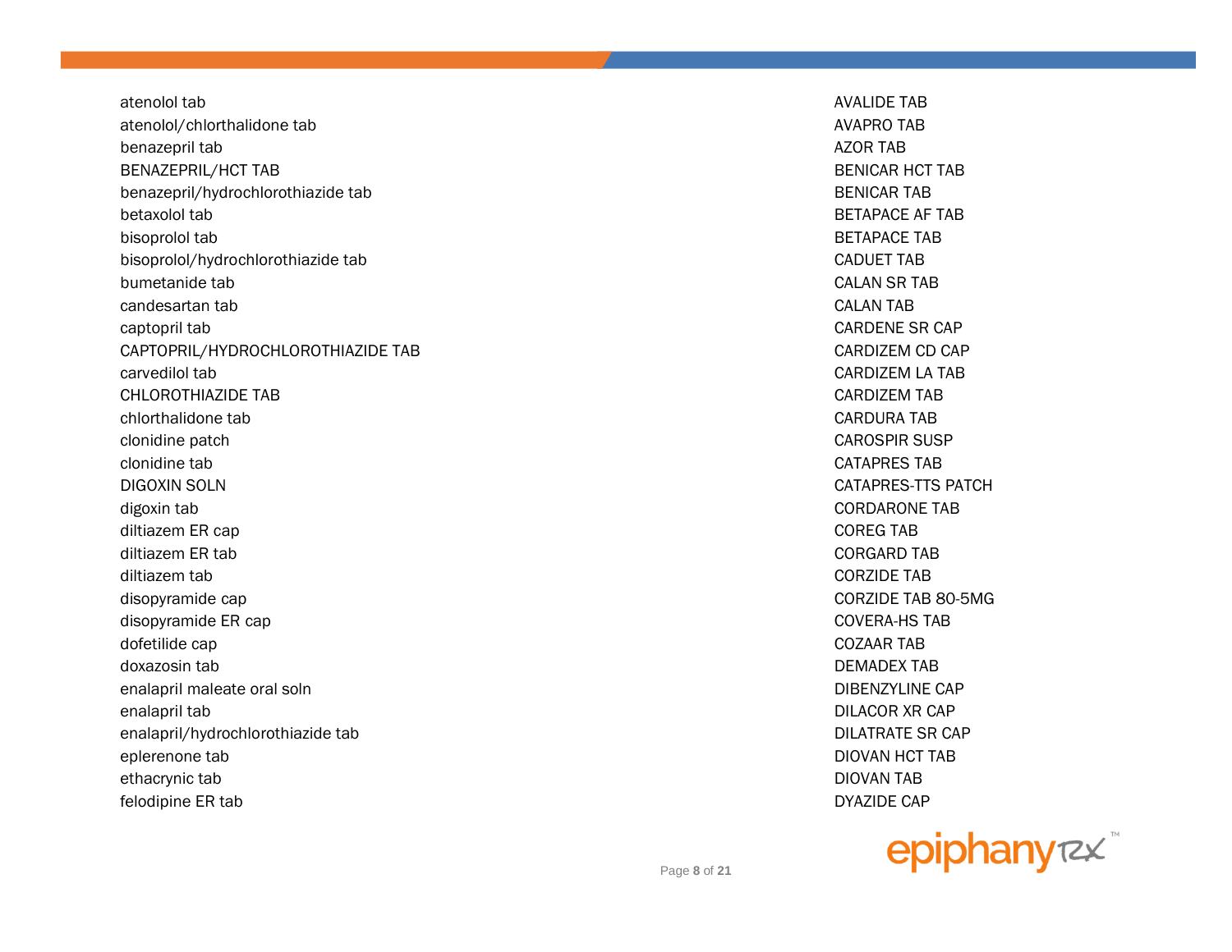atenolol tab
atenolol/chlorthalidone tab
benazepril tab
BENAZEPRIL/HCT TAB
benazepril/hydrochlorothiazide tab
betaxolol tab
bisoprolol tab
bisoprolol/hydrochlorothiazide tab
bumetanide tab
candesartan tab
captopril tab
CAPTOPRIL/HYDROCHLOROTHIAZIDE TAB
carvedilol tab
CHLOROTHIAZIDE TAB
chlorthalidone tab
clonidine patch
clonidine tab
DIGOXIN SOLN
digoxin tab
diltiazem ER cap
diltiazem ER tab
diltiazem tab
disopyramide cap
disopyramide ER cap
dofetilide cap
doxazosin tab
enalapril maleate oral soln
enalapril tab
enalapril/hydrochlorothiazide tab
eplerenone tab
ethacrynic tab
felodipine ER tab

AVALIDE TAB
AVAPRO TAB
AZOR TAB
BENICAR HCT TAB
BENICAR TAB
BETAPACE AF TAB
BETAPACE TAB
CADUET TAB
CALAN SR TAB
CALAN TAB
CARDENE SR CAP
CARDIZEM CD CAP
CARDIZEM LA TAB
CARDIZEM TAB
CARDURA TAB
CAROSPIR SUSP
CATAPRES TAB
CATAPRES-TTS PATCH
CORDARONE TAB
COREG TAB
CORGARD TAB
CORZIDE TAB
CORZIDE TAB 80-5MG
COVERA-HS TAB
COZAAR TAB
DEMADEX TAB
DIBENZYLINE CAP
DILACOR XR CAP
DILATRATE SR CAP
DIOVAN HCT TAB
DIOVAN TAB
DYAZIDE CAP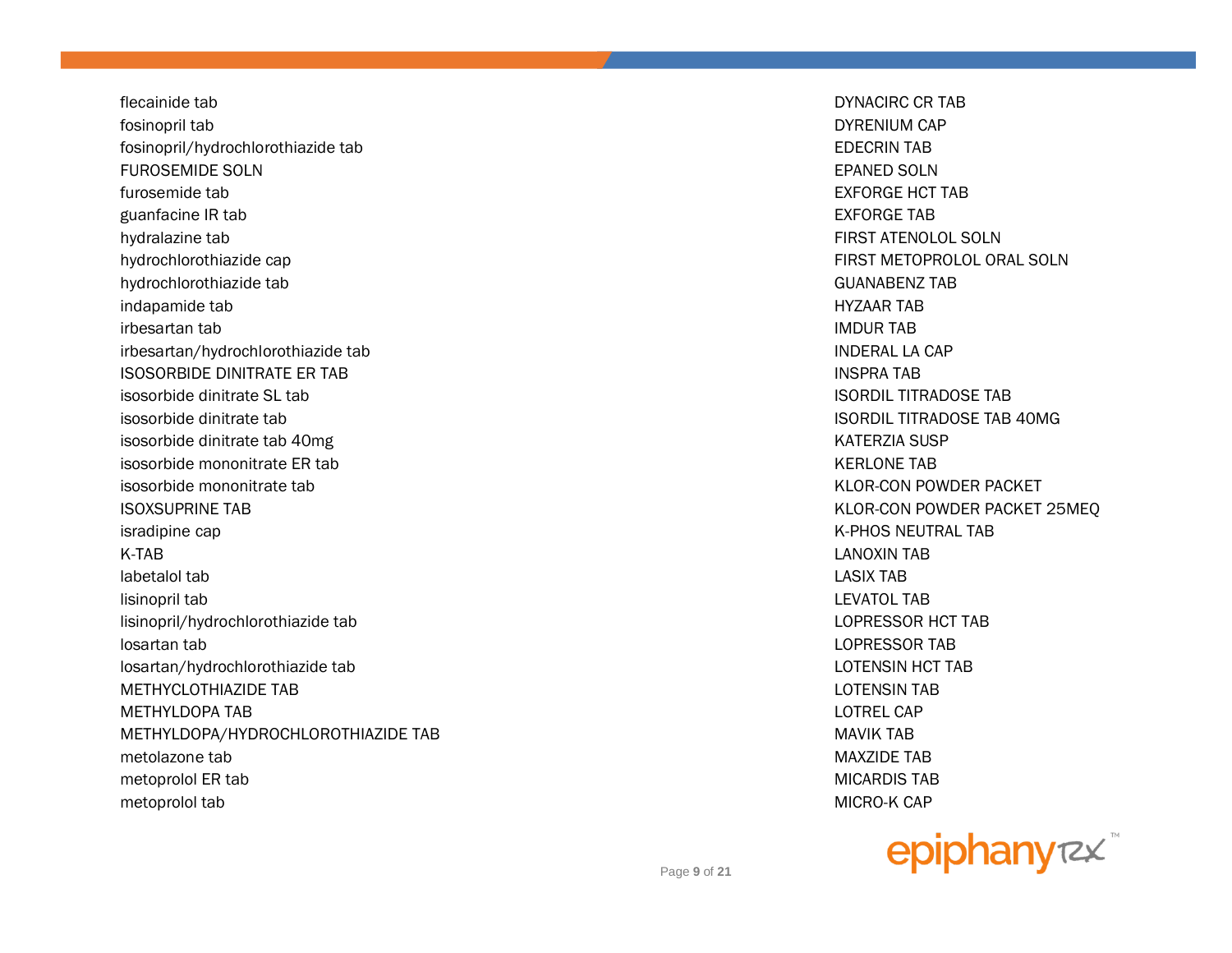flecainide tab
fosinopril tab
fosinopril/hydrochlorothiazide tab
FUROSEMIDE SOLN
furosemide tab
guanfacine IR tab
hydralazine tab
hydrochlorothiazide cap
hydrochlorothiazide tab
indapamide tab
irbesartan tab
irbesartan/hydrochlorothiazide tab
ISOSORBIDE DINITRATE ER TAB
isosorbide dinitrate SL tab
isosorbide dinitrate tab
isosorbide dinitrate tab 40mg
isosorbide mononitrate ER tab
isosorbide mononitrate tab
ISOXSUPRINE TAB
isradipine cap
K-TAB
labetalol tab
lisinopril tab
lisinopril/hydrochlorothiazide tab
losartan tab
losartan/hydrochlorothiazide tab
METHYCLOTHIAZIDE TAB
METHYLDOPA TAB
METHYLDOPA/HYDROCHLOROTHIAZIDE TAB
metolazone tab
metoprolol ER tab
metoprolol tab

DYNACIRC CR TAB
DYRENIUM CAP
EDECRIN TAB
EPANED SOLN
EXFORGE HCT TAB
EXFORGE TAB
FIRST ATENOLOL SOLN
FIRST METOPROLOL ORAL SOLN
GUANABENZ TAB
HYZAAR TAB
IMDUR TAB
INDERAL LA CAP
INSPRA TAB
ISORDIL TITRADOSE TAB
ISORDIL TITRADOSE TAB 40MG
KATERZIA SUSP
KERLONE TAB
KLOR-CON POWDER PACKET
KLOR-CON POWDER PACKET 25MEQ
K-PHOS NEUTRAL TAB
LANOXIN TAB
LASIX TAB
LEVATOL TAB
LOPRESSOR HCT TAB
LOPRESSOR TAB
LOTENSIN HCT TAB
LOTENSIN TAB
LOTREL CAP
MAVIK TAB
MAXZIDE TAB
MICARDIS TAB
MICRO-K CAP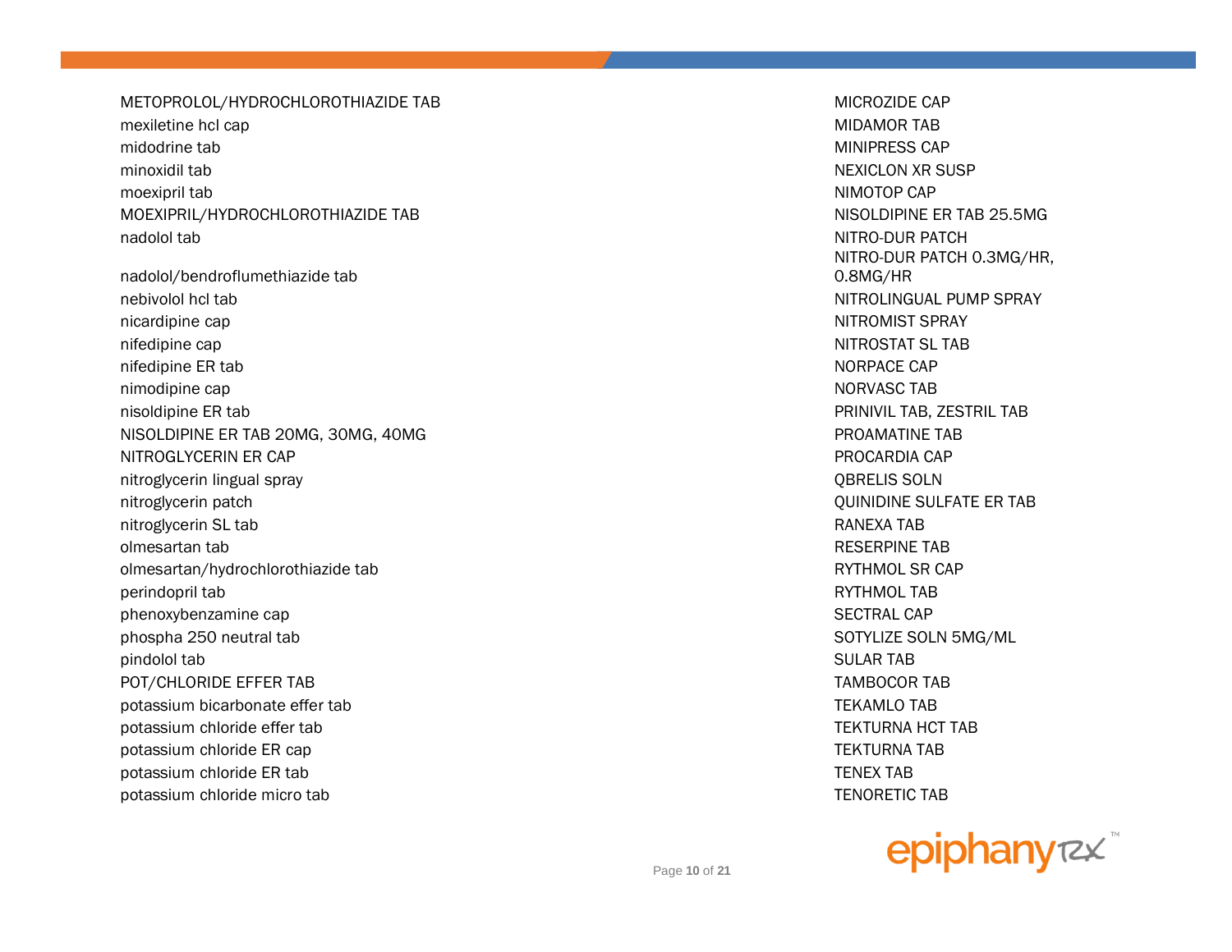METOPROLOL/HYDROCHLOROTHIAZIDE TAB
mexiletine hcl cap
midodrine tab
minoxidil tab
moexipril tab
MOEXIPRIL/HYDROCHLOROTHIAZIDE TAB
nadolol tab
nadolol/bendroflumethiazide tab
nebivolol hcl tab
nicardipine cap
nifedipine cap
nifedipine ER tab
nimodipine cap
nisoldipine ER tab
NISOLDIPINE ER TAB 20MG, 30MG, 40MG
NITROGLYCERIN ER CAP
nitroglycerin lingual spray
nitroglycerin patch
nitroglycerin SL tab
olmesartan tab
olmesartan/hydrochlorothiazide tab
perindopril tab
phenoxybenzamine cap
phospha 250 neutral tab
pindolol tab
POT/CHLORIDE EFFER TAB
potassium bicarbonate effer tab
potassium chloride effer tab
potassium chloride ER cap
potassium chloride ER tab
potassium chloride micro tab

MICROZIDE CAP
MIDAMOR TAB
MINIPRESS CAP
NEXICLON XR SUSP
NIMOTOP CAP
NISOLDIPINE ER TAB 25.5MG
NITRO-DUR PATCH
NITRO-DUR PATCH 0.3MG/HR, 0.8MG/HR
NITROLINGUAL PUMP SPRAY
NITROMIST SPRAY
NITROSTAT SL TAB
NORPACE CAP
NORVASC TAB
PRINIVIL TAB, ZESTRIL TAB
PROAMATINE TAB
PROCARDIA CAP
QBRELIS SOLN
QUINIDINE SULFATE ER TAB
RANEXA TAB
RESERPINE TAB
RYTHMOL SR CAP
RYTHMOL TAB
SECTRAL CAP
SOTYLIZE SOLN 5MG/ML
SULAR TAB
TAMBOCOR TAB
TEKAMLO TAB
TEKTURNA HCT TAB
TEKTURNA TAB
TENEX TAB
TENORETIC TAB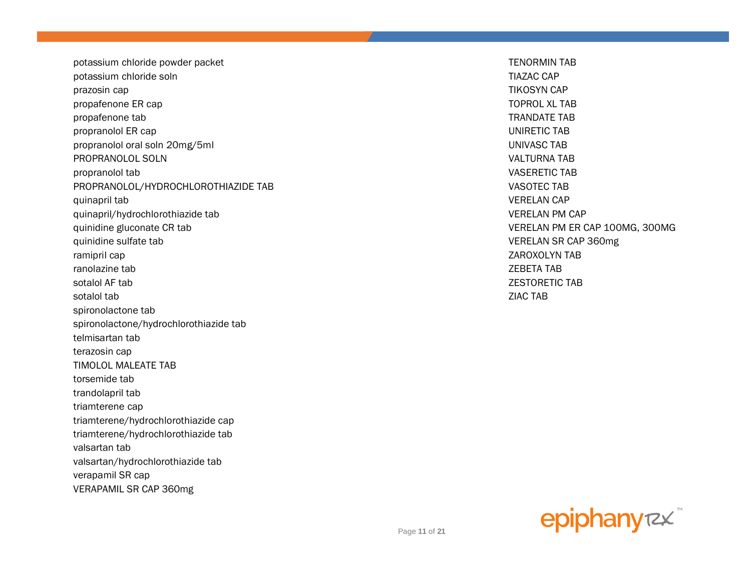potassium chloride powder packet
potassium chloride soln
prazosin cap
propafenone ER cap
propafenone tab
propranolol ER cap
propranolol oral soln 20mg/5ml
PROPRANOLOL SOLN
propranolol tab
PROPRANOLOL/HYDROCHLOROTHIAZIDE TAB
quinapril tab
quinapril/hydrochlorothiazide tab
quinidine gluconate CR tab
quinidine sulfate tab
ramipril cap
ranolazine tab
sotalol AF tab
sotalol tab
spironolactone tab
spironolactone/hydrochlorothiazide tab
telmisartan tab
terazosin cap
TIMOLOL MALEATE TAB
torsemide tab
trandolapril tab
triamterene cap
triamterene/hydrochlorothiazide cap
triamterene/hydrochlorothiazide tab
valsartan tab
valsartan/hydrochlorothiazide tab
verapamil SR cap
VERAPAMIL SR CAP 360mg
TENORMIN TAB
TIAZAC CAP
TIKOSYN CAP
TOPROL XL TAB
TRANDATE TAB
UNIRETIC TAB
UNIVASC TAB
VALTURNA TAB
VASERETIC TAB
VASOTEC TAB
VERELAN CAP
VERELAN PM CAP
VERELAN PM ER CAP 100MG, 300MG
VERELAN SR CAP 360mg
ZAROXOLYN TAB
ZEBETA TAB
ZESTORETIC TAB
ZIAC TAB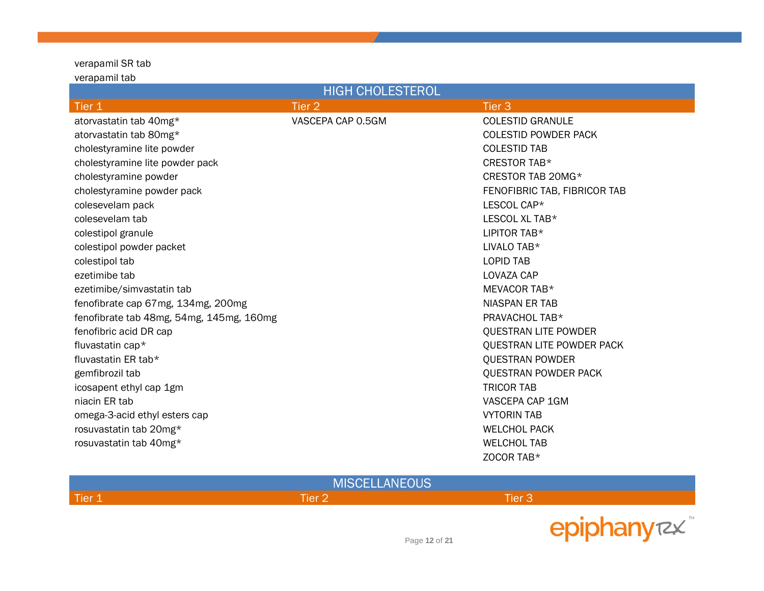verapamil SR tab
verapamil tab

## HIGH CHOLESTEROL

| Tier 1 | Tier 2 | Tier 3 |
|---|---|---|
| atorvastatin tab 40mg* | VASCEPA CAP 0.5GM | COLESTID GRANULE |
| atorvastatin tab 80mg* | | COLESTID POWDER PACK |
| cholestyramine lite powder | | COLESTID TAB |
| cholestyramine lite powder pack | | CRESTOR TAB* |
| cholestyramine powder | | CRESTOR TAB 20MG* |
| cholestyramine powder pack | | FENOFIBRIC TAB, FIBRICOR TAB |
| colesevelam pack | | LESCOL CAP* |
| colesevelam tab | | LESCOL XL TAB* |
| colestipol granule | | LIPITOR TAB* |
| colestipol powder packet | | LIVALO TAB* |
| colestipol tab | | LOPID TAB |
| ezetimibe tab | | LOVAZA CAP |
| ezetimibe/simvastatin tab | | MEVACOR TAB* |
| fenofibrate cap 67mg, 134mg, 200mg | | NIASPAN ER TAB |
| fenofibrate tab 48mg, 54mg, 145mg, 160mg | | PRAVACHOL TAB* |
| fenofibric acid DR cap | | QUESTRAN LITE POWDER |
| fluvastatin cap* | | QUESTRAN LITE POWDER PACK |
| fluvastatin ER tab* | | QUESTRAN POWDER |
| gemfibrozil tab | | QUESTRAN POWDER PACK |
| icosapent ethyl cap 1gm | | TRICOR TAB |
| niacin ER tab | | VASCEPA CAP 1GM |
| omega-3-acid ethyl esters cap | | VYTORIN TAB |
| rosuvastatin tab 20mg* | | WELCHOL PACK |
| rosuvastatin tab 40mg* | | WELCHOL TAB |
| | | ZOCOR TAB* |

## MISCELLANEOUS

| Tier 1 | Tier 2 | Tier 3 |
|---|---|---|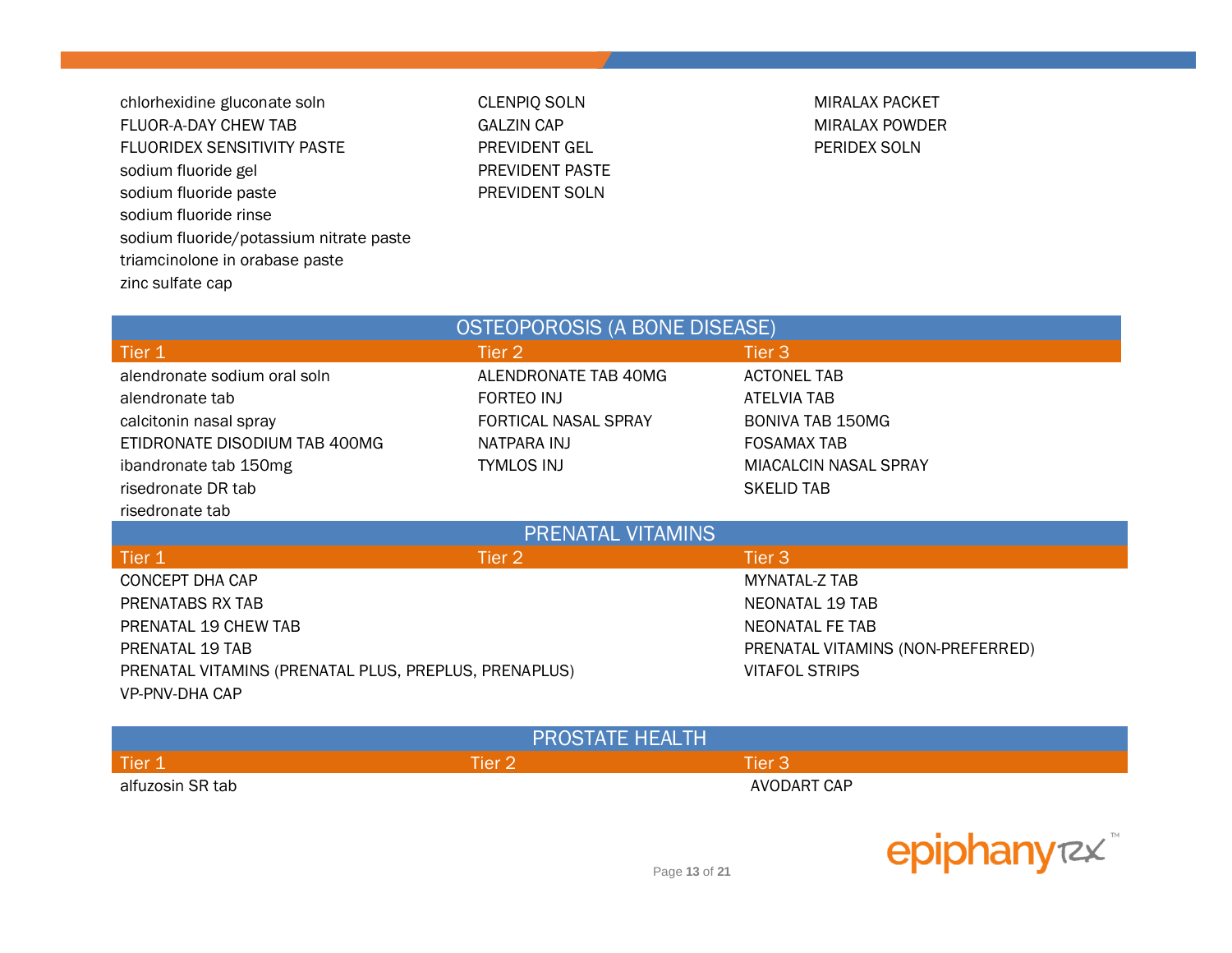| Tier 1 | Tier 2 | Tier 3 |
|---|---|---|
| chlorhexidine gluconate soln | CLENPIQ SOLN | MIRALAX PACKET |
| FLUOR-A-DAY CHEW TAB | GALZIN CAP | MIRALAX POWDER |
| FLUORIDEX SENSITIVITY PASTE | PREVIDENT GEL | PERIDEX SOLN |
| sodium fluoride gel | PREVIDENT PASTE | |
| sodium fluoride paste | PREVIDENT SOLN | |
| sodium fluoride rinse | | |
| sodium fluoride/potassium nitrate paste | | |
| triamcinolone in orabase paste | | |
| zinc sulfate cap | | |

## OSTEOPOROSIS (A BONE DISEASE)

| Tier 1 | Tier 2 | Tier 3 |
|---|---|---|
| alendronate sodium oral soln | ALENDRONATE TAB 40MG | ACTONEL TAB |
| alendronate tab | FORTEO INJ | ATELVIA TAB |
| calcitonin nasal spray | FORTICAL NASAL SPRAY | BONIVA TAB 150MG |
| ETIDRONATE DISODIUM TAB 400MG | NATPARA INJ | FOSAMAX TAB |
| ibandronate tab 150mg | TYMLOS INJ | MIACALCIN NASAL SPRAY |
| risedronate DR tab | | SKELID TAB |
| risedronate tab | | |

## PRENATAL VITAMINS

| Tier 1 | Tier 2 | Tier 3 |
|---|---|---|
| CONCEPT DHA CAP | | MYNATAL-Z TAB |
| PRENATABS RX TAB | | NEONATAL 19 TAB |
| PRENATAL 19 CHEW TAB | | NEONATAL FE TAB |
| PRENATAL 19 TAB | | PRENATAL VITAMINS (NON-PREFERRED) |
| PRENATAL VITAMINS (PRENATAL PLUS, PREPLUS, PRENAPLUS) | | VITAFOL STRIPS |
| VP-PNV-DHA CAP | | |

## PROSTATE HEALTH

| Tier 1 | Tier 2 | Tier 3 |
|---|---|---|
| alfuzosin SR tab | | AVODART CAP |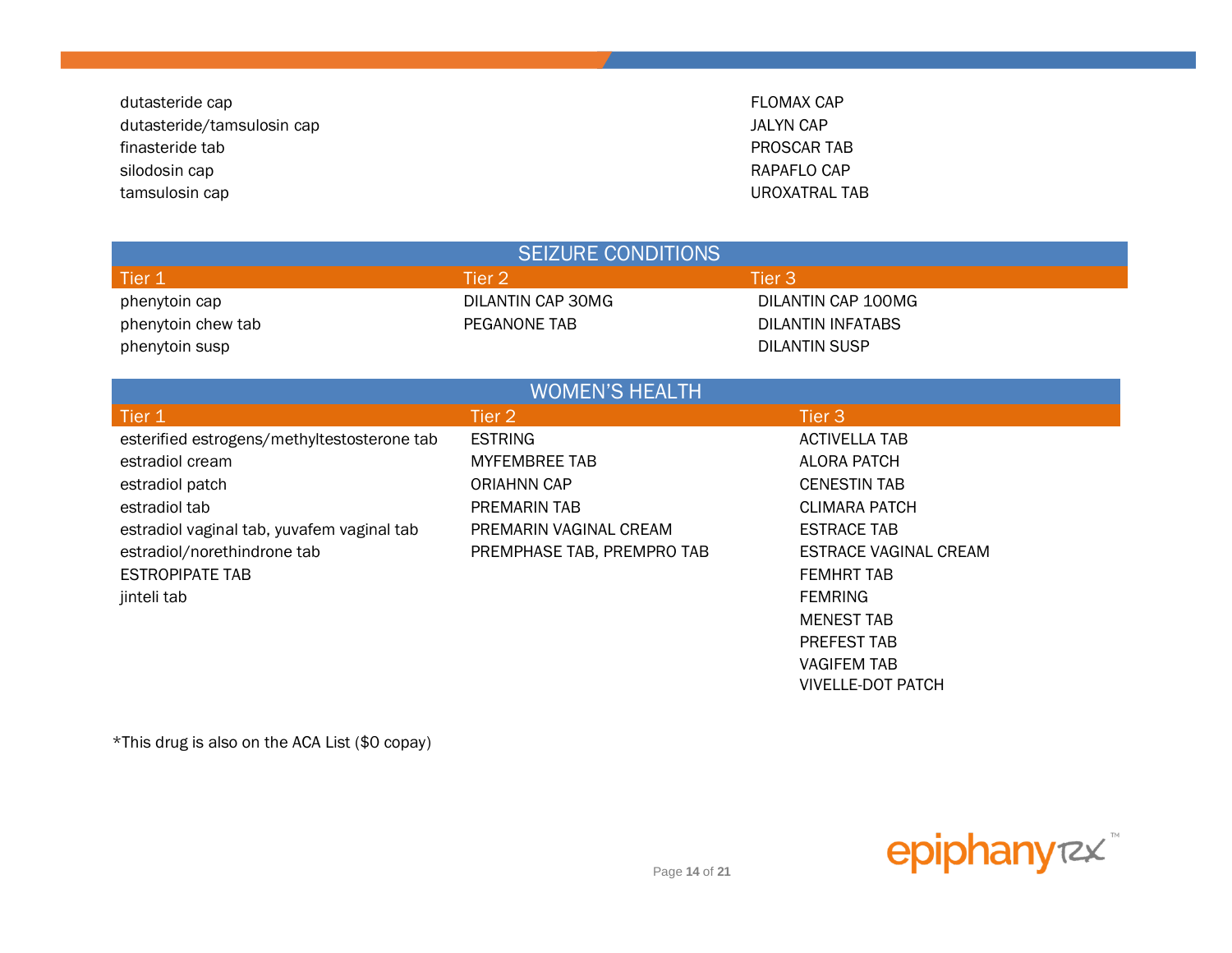| | | |
|---|---|---|
| dutasteride cap | | FLOMAX CAP |
| dutasteride/tamsulosin cap | | JALYN CAP |
| finasteride tab | | PROSCAR TAB |
| silodosin cap | | RAPAFLO CAP |
| tamsulosin cap | | UROXATRAL TAB |

## SEIZURE CONDITIONS

| Tier 1 | Tier 2 | Tier 3 |
|---|---|---|
| phenytoin cap | DILANTIN CAP 30MG | DILANTIN CAP 100MG |
| phenytoin chew tab | PEGANONE TAB | DILANTIN INFATABS |
| phenytoin susp | | DILANTIN SUSP |

## WOMEN'S HEALTH

| Tier 1 | Tier 2 | Tier 3 |
|---|---|---|
| esterified estrogens/methyltestosterone tab | ESTRING | ACTIVELLA TAB |
| estradiol cream | MYFEMBREE TAB | ALORA PATCH |
| estradiol patch | ORIAHNN CAP | CENESTIN TAB |
| estradiol tab | PREMARIN TAB | CLIMARA PATCH |
| estradiol vaginal tab, yuvafem vaginal tab | PREMARIN VAGINAL CREAM | ESTRACE TAB |
| estradiol/norethindrone tab | PREMPHASE TAB, PREMPRO TAB | ESTRACE VAGINAL CREAM |
| ESTROPIPATE TAB | | FEMHRT TAB |
| jinteli tab | | FEMRING |
| | | MENEST TAB |
| | | PREFEST TAB |
| | | VAGIFEM TAB |
| | | VIVELLE-DOT PATCH |

*This drug is also on the ACA List ($0 copay)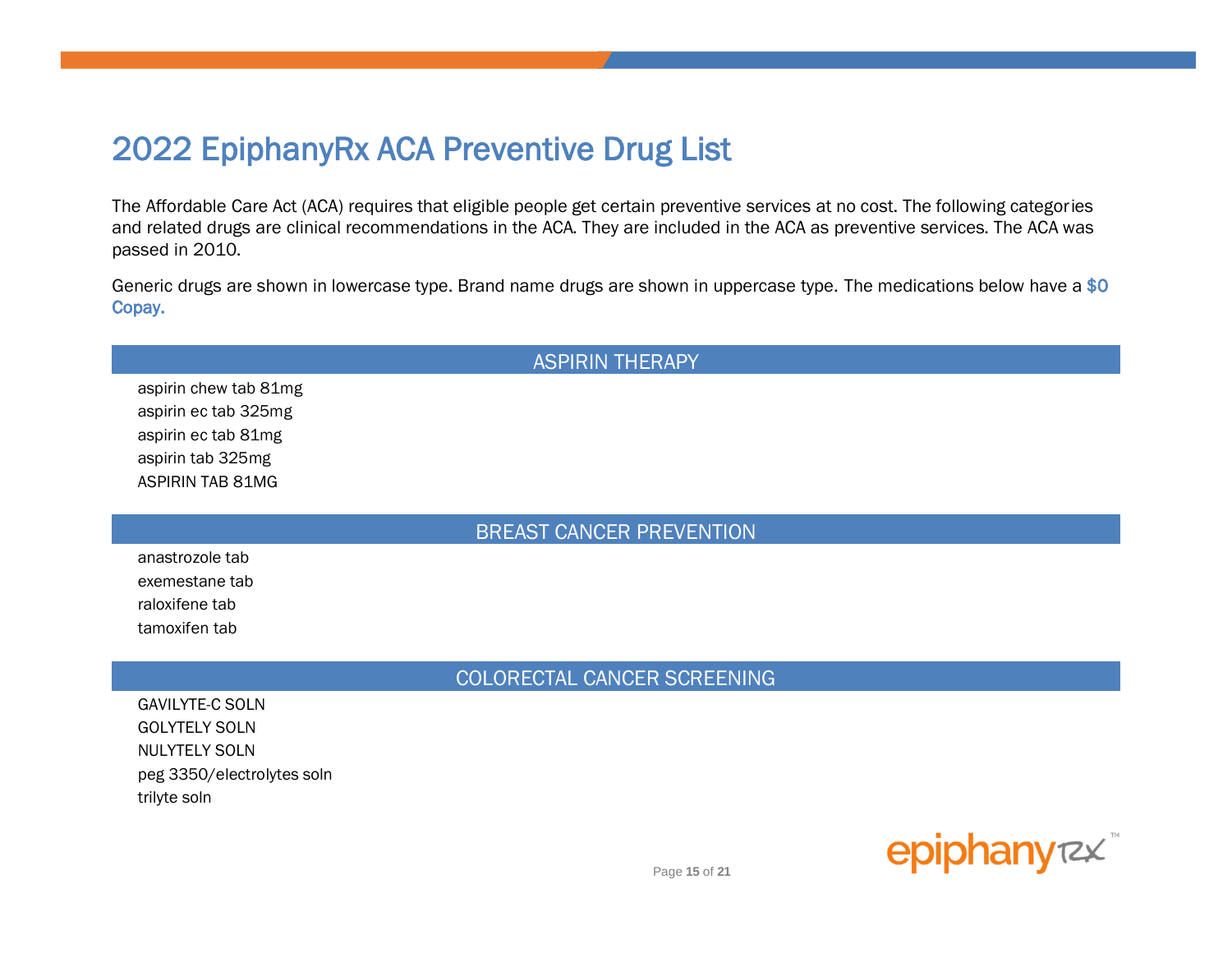# 2022 EpiphanyRx ACA Preventive Drug List

The Affordable Care Act (ACA) requires that eligible people get certain preventive services at no cost. The following categories and related drugs are clinical recommendations in the ACA. They are included in the ACA as preventive services. The ACA was passed in 2010.

Generic drugs are shown in lowercase type. Brand name drugs are shown in uppercase type. The medications below have a **$0 Copay.**

## ASPIRIN THERAPY

aspirin chew tab 81mg
aspirin ec tab 325mg
aspirin ec tab 81mg
aspirin tab 325mg
ASPIRIN TAB 81MG

## BREAST CANCER PREVENTION

anastrozole tab
exemestane tab
raloxifene tab
tamoxifen tab

## COLORECTAL CANCER SCREENING

GAVILYTE-C SOLN
GOLYTELY SOLN
NULYTELY SOLN
peg 3350/electrolytes soln
trilyte soln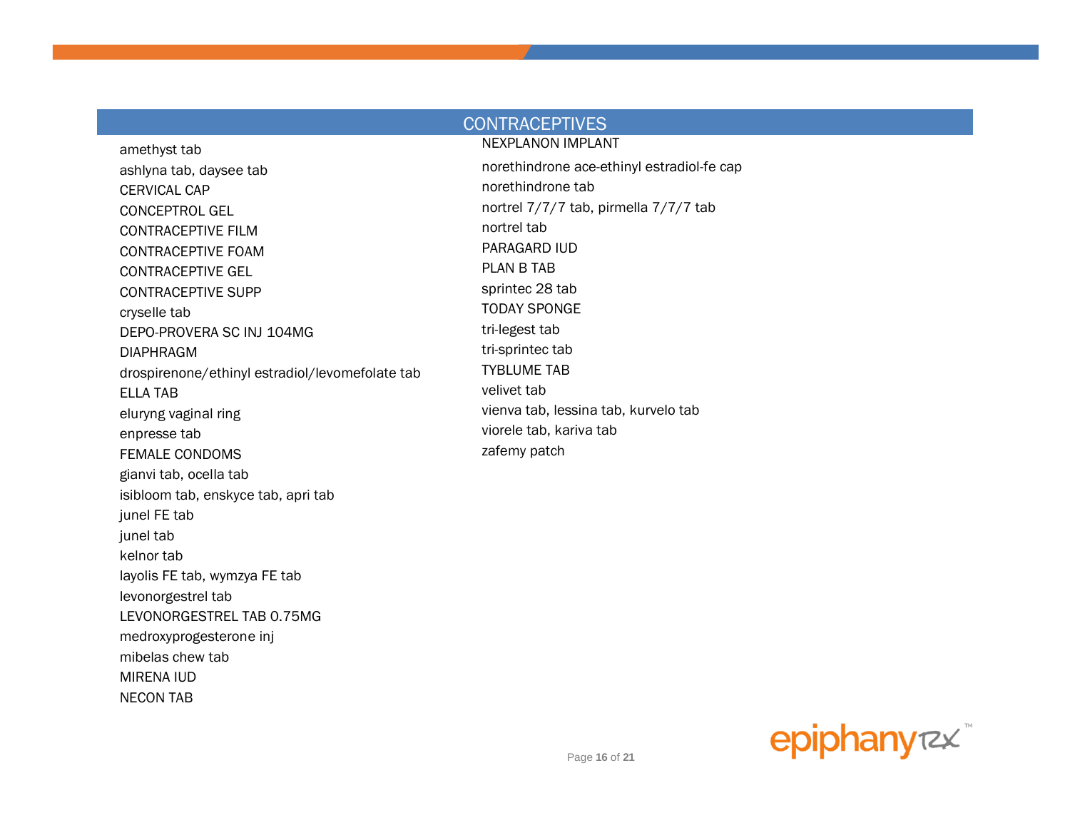## CONTRACEPTIVES

amethyst tab
ashlyna tab, daysee tab
CERVICAL CAP
CONCEPTROL GEL
CONTRACEPTIVE FILM
CONTRACEPTIVE FOAM
CONTRACEPTIVE GEL
CONTRACEPTIVE SUPP
cryselle tab
DEPO-PROVERA SC INJ 104MG
DIAPHRAGM
drospirenone/ethinyl estradiol/levomefolate tab
ELLA TAB
eluryng vaginal ring
enpresse tab
FEMALE CONDOMS
gianvi tab, ocella tab
isibloom tab, enskyce tab, apri tab
junel FE tab
junel tab
kelnor tab
layolis FE tab, wymzya FE tab
levonorgestrel tab
LEVONORGESTREL TAB 0.75MG
medroxyprogesterone inj
mibelas chew tab
MIRENA IUD
NECON TAB
NEXPLANON IMPLANT
norethindrone ace-ethinyl estradiol-fe cap
norethindrone tab
nortrel 7/7/7 tab, pirmella 7/7/7 tab
nortrel tab
PARAGARD IUD
PLAN B TAB
sprintec 28 tab
TODAY SPONGE
tri-legest tab
tri-sprintec tab
TYBLUME TAB
velivet tab
vienva tab, lessina tab, kurvelo tab
viorele tab, kariva tab
zafemy patch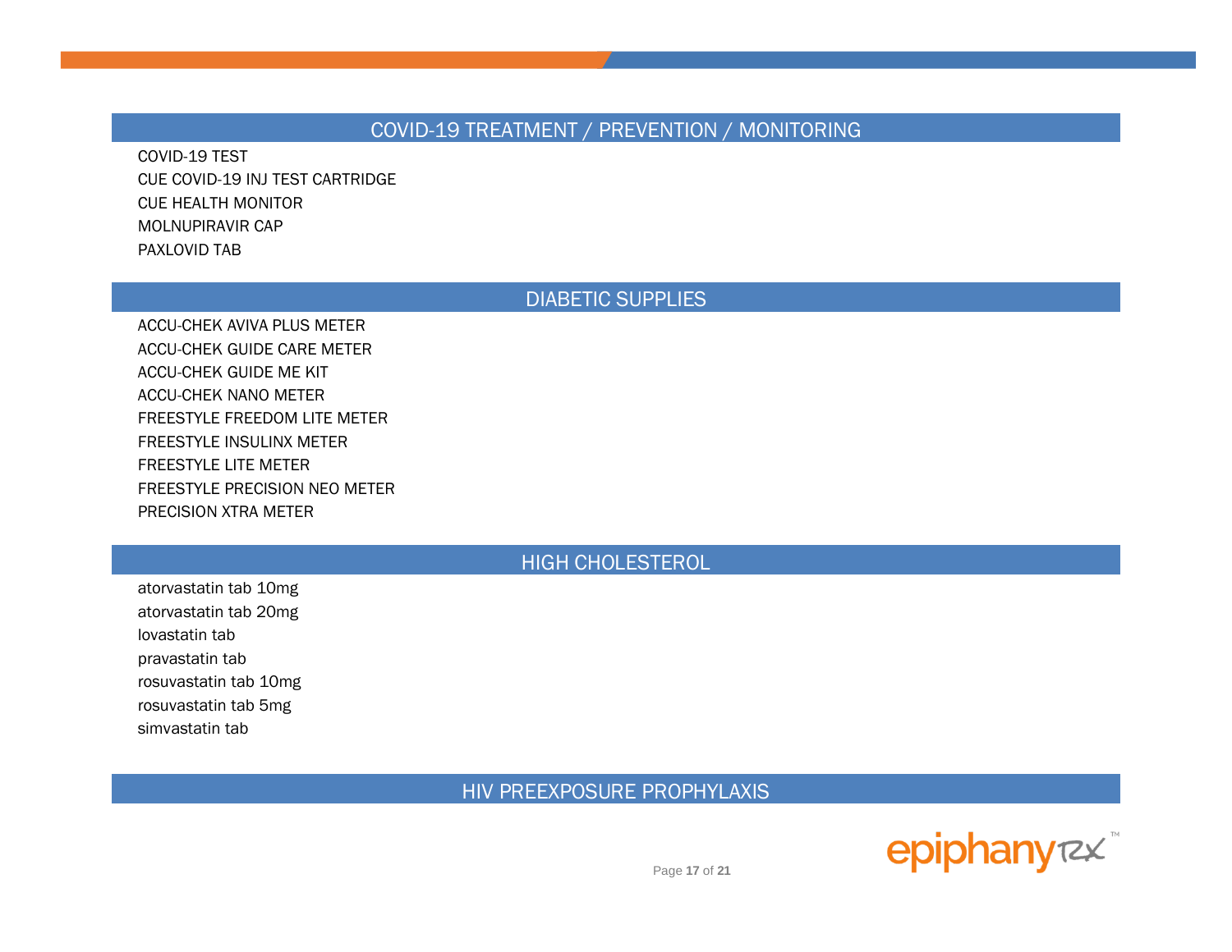## COVID-19 TREATMENT / PREVENTION / MONITORING

COVID-19 TEST
CUE COVID-19 INJ TEST CARTRIDGE
CUE HEALTH MONITOR
MOLNUPIRAVIR CAP
PAXLOVID TAB

## DIABETIC SUPPLIES

ACCU-CHEK AVIVA PLUS METER
ACCU-CHEK GUIDE CARE METER
ACCU-CHEK GUIDE ME KIT
ACCU-CHEK NANO METER
FREESTYLE FREEDOM LITE METER
FREESTYLE INSULINX METER
FREESTYLE LITE METER
FREESTYLE PRECISION NEO METER
PRECISION XTRA METER

## HIGH CHOLESTEROL

atorvastatin tab 10mg
atorvastatin tab 20mg
lovastatin tab
pravastatin tab
rosuvastatin tab 10mg
rosuvastatin tab 5mg
simvastatin tab

## HIV PREEXPOSURE PROPHYLAXIS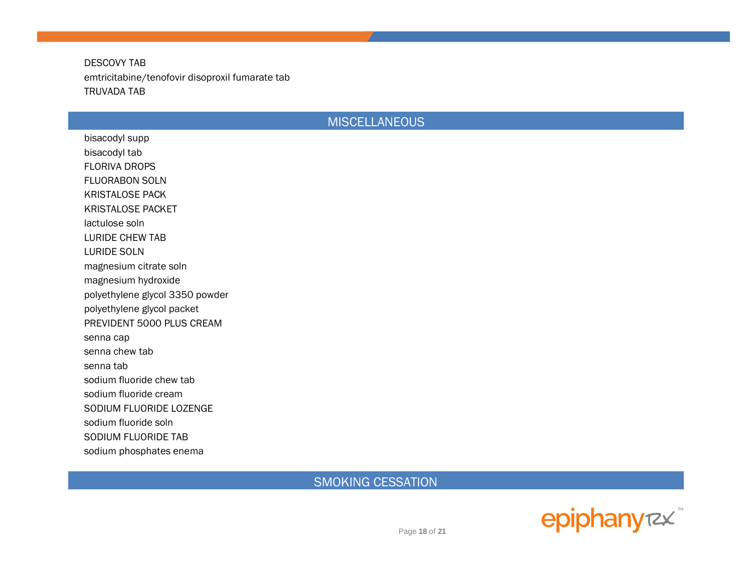DESCOVY TAB
emtricitabine/tenofovir disoproxil fumarate tab
TRUVADA TAB

## MISCELLANEOUS

bisacodyl supp
bisacodyl tab
FLORIVA DROPS
FLUORABON SOLN
KRISTALOSE PACK
KRISTALOSE PACKET
lactulose soln
LURIDE CHEW TAB
LURIDE SOLN
magnesium citrate soln
magnesium hydroxide
polyethylene glycol 3350 powder
polyethylene glycol packet
PREVIDENT 5000 PLUS CREAM
senna cap
senna chew tab
senna tab
sodium fluoride chew tab
sodium fluoride cream
SODIUM FLUORIDE LOZENGE
sodium fluoride soln
SODIUM FLUORIDE TAB
sodium phosphates enema

## SMOKING CESSATION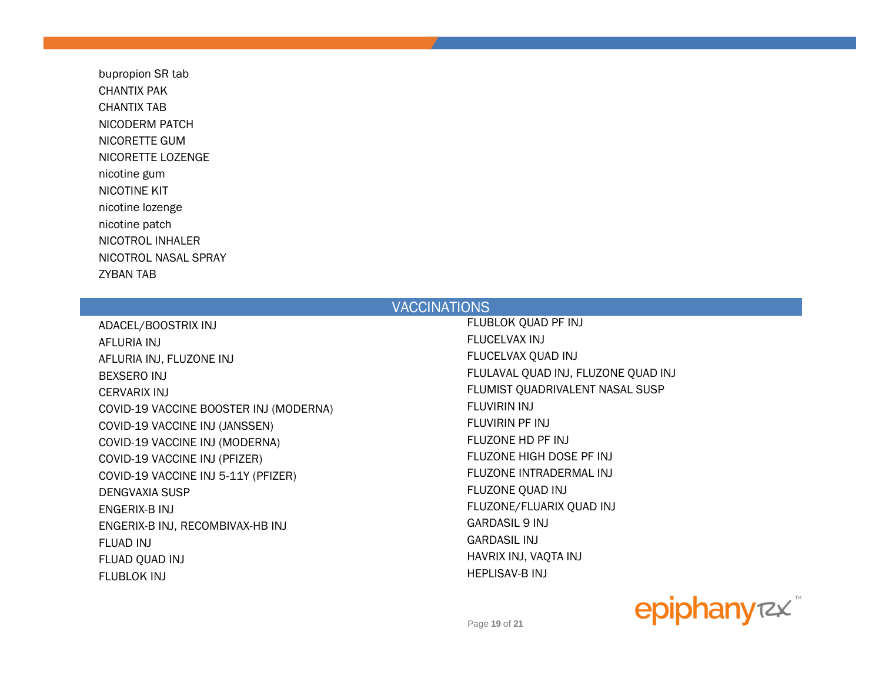bupropion SR tab
CHANTIX PAK
CHANTIX TAB
NICODERM PATCH
NICORETTE GUM
NICORETTE LOZENGE
nicotine gum
NICOTINE KIT
nicotine lozenge
nicotine patch
NICOTROL INHALER
NICOTROL NASAL SPRAY
ZYBAN TAB

## VACCINATIONS

ADACEL/BOOSTRIX INJ
AFLURIA INJ
AFLURIA INJ, FLUZONE INJ
BEXSERO INJ
CERVARIX INJ
COVID-19 VACCINE BOOSTER INJ (MODERNA)
COVID-19 VACCINE INJ (JANSSEN)
COVID-19 VACCINE INJ (MODERNA)
COVID-19 VACCINE INJ (PFIZER)
COVID-19 VACCINE INJ 5-11Y (PFIZER)
DENGVAXIA SUSP
ENGERIX-B INJ
ENGERIX-B INJ, RECOMBIVAX-HB INJ
FLUAD INJ
FLUAD QUAD INJ
FLUBLOK INJ
FLUBLOK QUAD PF INJ
FLUCELVAX INJ
FLUCELVAX QUAD INJ
FLULAVAL QUAD INJ, FLUZONE QUAD INJ
FLUMIST QUADRIVALENT NASAL SUSP
FLUVIRIN INJ
FLUVIRIN PF INJ
FLUZONE HD PF INJ
FLUZONE HIGH DOSE PF INJ
FLUZONE INTRADERMAL INJ
FLUZONE QUAD INJ
FLUZONE/FLUARIX QUAD INJ
GARDASIL 9 INJ
GARDASIL INJ
HAVRIX INJ, VAQTA INJ
HEPLISAV-B INJ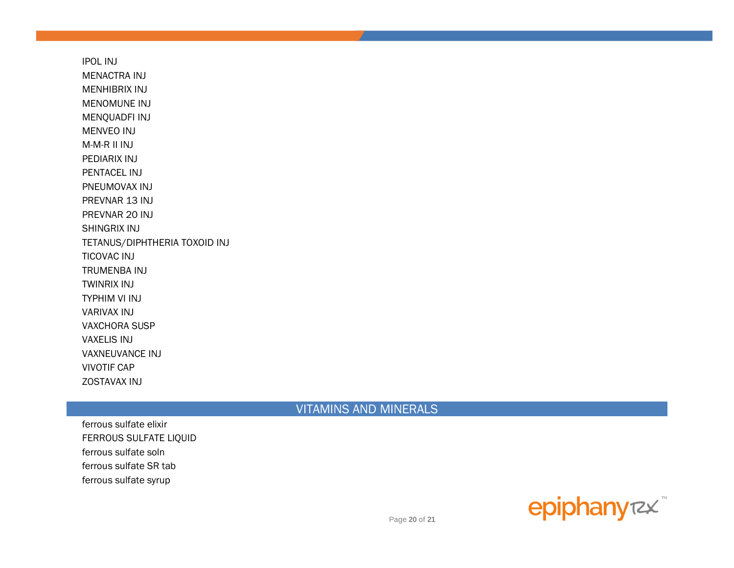IPOL INJ
MENACTRA INJ
MENHIBRIX INJ
MENOMUNE INJ
MENQUADFI INJ
MENVEO INJ
M-M-R II INJ
PEDIARIX INJ
PENTACEL INJ
PNEUMOVAX INJ
PREVNAR 13 INJ
PREVNAR 20 INJ
SHINGRIX INJ
TETANUS/DIPHTHERIA TOXOID INJ
TICOVAC INJ
TRUMENBA INJ
TWINRIX INJ
TYPHIM VI INJ
VARIVAX INJ
VAXCHORA SUSP
VAXELIS INJ
VAXNEUVANCE INJ
VIVOTIF CAP
ZOSTAVAX INJ

## VITAMINS AND MINERALS

ferrous sulfate elixir
FERROUS SULFATE LIQUID
ferrous sulfate soln
ferrous sulfate SR tab
ferrous sulfate syrup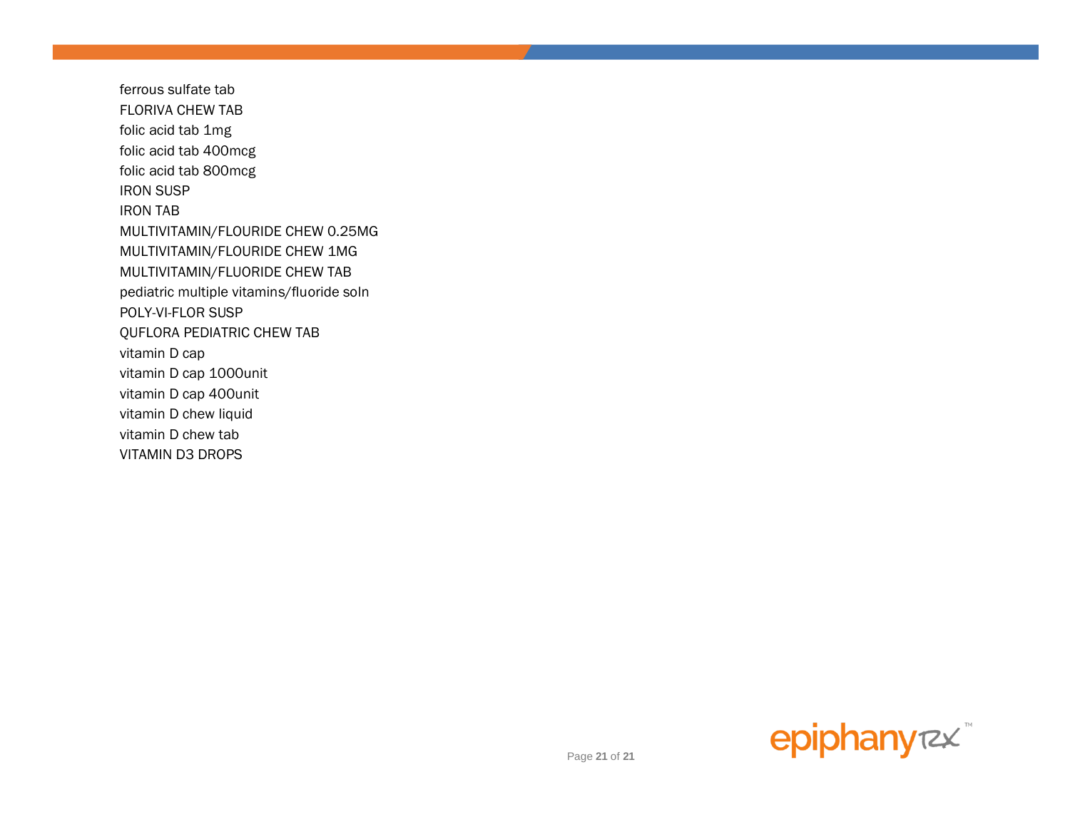ferrous sulfate tab
FLORIVA CHEW TAB
folic acid tab 1mg
folic acid tab 400mcg
folic acid tab 800mcg
IRON SUSP
IRON TAB
MULTIVITAMIN/FLOURIDE CHEW 0.25MG
MULTIVITAMIN/FLOURIDE CHEW 1MG
MULTIVITAMIN/FLUORIDE CHEW TAB
pediatric multiple vitamins/fluoride soln
POLY-VI-FLOR SUSP
QUFLORA PEDIATRIC CHEW TAB
vitamin D cap
vitamin D cap 1000unit
vitamin D cap 400unit
vitamin D chew liquid
vitamin D chew tab
VITAMIN D3 DROPS